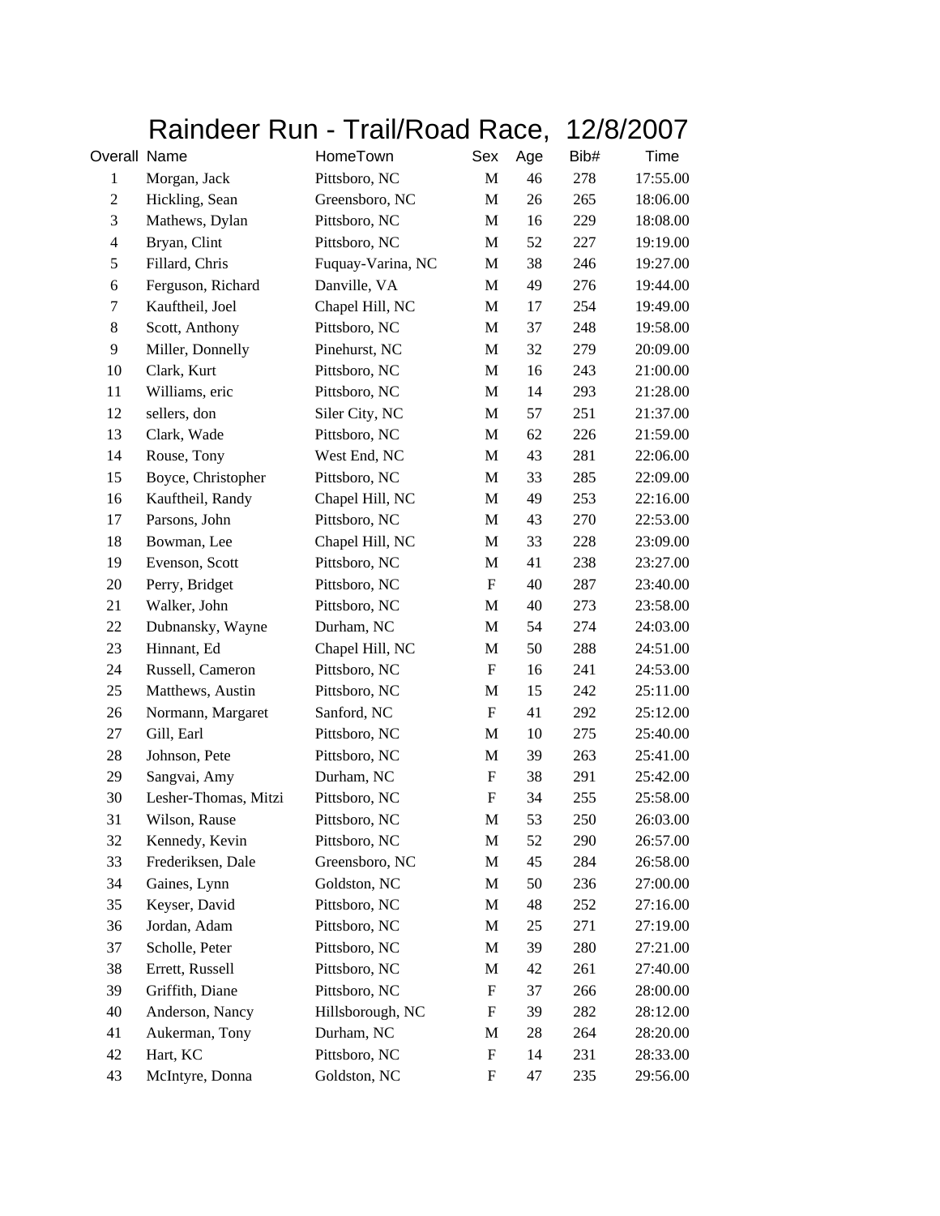# Raindeer Run - Trail/Road Race, 12/8/2007

| Overall | Name | HomeTown | Sex | Age | Bib# | Time |
|---|---|---|---|---|---|---|
| 1 | Morgan, Jack | Pittsboro, NC | M | 46 | 278 | 17:55.00 |
| 2 | Hickling, Sean | Greensboro, NC | M | 26 | 265 | 18:06.00 |
| 3 | Mathews, Dylan | Pittsboro, NC | M | 16 | 229 | 18:08.00 |
| 4 | Bryan, Clint | Pittsboro, NC | M | 52 | 227 | 19:19.00 |
| 5 | Fillard, Chris | Fuquay-Varina, NC | M | 38 | 246 | 19:27.00 |
| 6 | Ferguson, Richard | Danville, VA | M | 49 | 276 | 19:44.00 |
| 7 | Kauftheil, Joel | Chapel Hill, NC | M | 17 | 254 | 19:49.00 |
| 8 | Scott, Anthony | Pittsboro, NC | M | 37 | 248 | 19:58.00 |
| 9 | Miller, Donnelly | Pinehurst, NC | M | 32 | 279 | 20:09.00 |
| 10 | Clark, Kurt | Pittsboro, NC | M | 16 | 243 | 21:00.00 |
| 11 | Williams, eric | Pittsboro, NC | M | 14 | 293 | 21:28.00 |
| 12 | sellers, don | Siler City, NC | M | 57 | 251 | 21:37.00 |
| 13 | Clark, Wade | Pittsboro, NC | M | 62 | 226 | 21:59.00 |
| 14 | Rouse, Tony | West End, NC | M | 43 | 281 | 22:06.00 |
| 15 | Boyce, Christopher | Pittsboro, NC | M | 33 | 285 | 22:09.00 |
| 16 | Kauftheil, Randy | Chapel Hill, NC | M | 49 | 253 | 22:16.00 |
| 17 | Parsons, John | Pittsboro, NC | M | 43 | 270 | 22:53.00 |
| 18 | Bowman, Lee | Chapel Hill, NC | M | 33 | 228 | 23:09.00 |
| 19 | Evenson, Scott | Pittsboro, NC | M | 41 | 238 | 23:27.00 |
| 20 | Perry, Bridget | Pittsboro, NC | F | 40 | 287 | 23:40.00 |
| 21 | Walker, John | Pittsboro, NC | M | 40 | 273 | 23:58.00 |
| 22 | Dubnansky, Wayne | Durham, NC | M | 54 | 274 | 24:03.00 |
| 23 | Hinnant, Ed | Chapel Hill, NC | M | 50 | 288 | 24:51.00 |
| 24 | Russell, Cameron | Pittsboro, NC | F | 16 | 241 | 24:53.00 |
| 25 | Matthews, Austin | Pittsboro, NC | M | 15 | 242 | 25:11.00 |
| 26 | Normann, Margaret | Sanford, NC | F | 41 | 292 | 25:12.00 |
| 27 | Gill, Earl | Pittsboro, NC | M | 10 | 275 | 25:40.00 |
| 28 | Johnson, Pete | Pittsboro, NC | M | 39 | 263 | 25:41.00 |
| 29 | Sangvai, Amy | Durham, NC | F | 38 | 291 | 25:42.00 |
| 30 | Lesher-Thomas, Mitzi | Pittsboro, NC | F | 34 | 255 | 25:58.00 |
| 31 | Wilson, Rause | Pittsboro, NC | M | 53 | 250 | 26:03.00 |
| 32 | Kennedy, Kevin | Pittsboro, NC | M | 52 | 290 | 26:57.00 |
| 33 | Frederiksen, Dale | Greensboro, NC | M | 45 | 284 | 26:58.00 |
| 34 | Gaines, Lynn | Goldston, NC | M | 50 | 236 | 27:00.00 |
| 35 | Keyser, David | Pittsboro, NC | M | 48 | 252 | 27:16.00 |
| 36 | Jordan, Adam | Pittsboro, NC | M | 25 | 271 | 27:19.00 |
| 37 | Scholle, Peter | Pittsboro, NC | M | 39 | 280 | 27:21.00 |
| 38 | Errett, Russell | Pittsboro, NC | M | 42 | 261 | 27:40.00 |
| 39 | Griffith, Diane | Pittsboro, NC | F | 37 | 266 | 28:00.00 |
| 40 | Anderson, Nancy | Hillsborough, NC | F | 39 | 282 | 28:12.00 |
| 41 | Aukerman, Tony | Durham, NC | M | 28 | 264 | 28:20.00 |
| 42 | Hart, KC | Pittsboro, NC | F | 14 | 231 | 28:33.00 |
| 43 | McIntyre, Donna | Goldston, NC | F | 47 | 235 | 29:56.00 |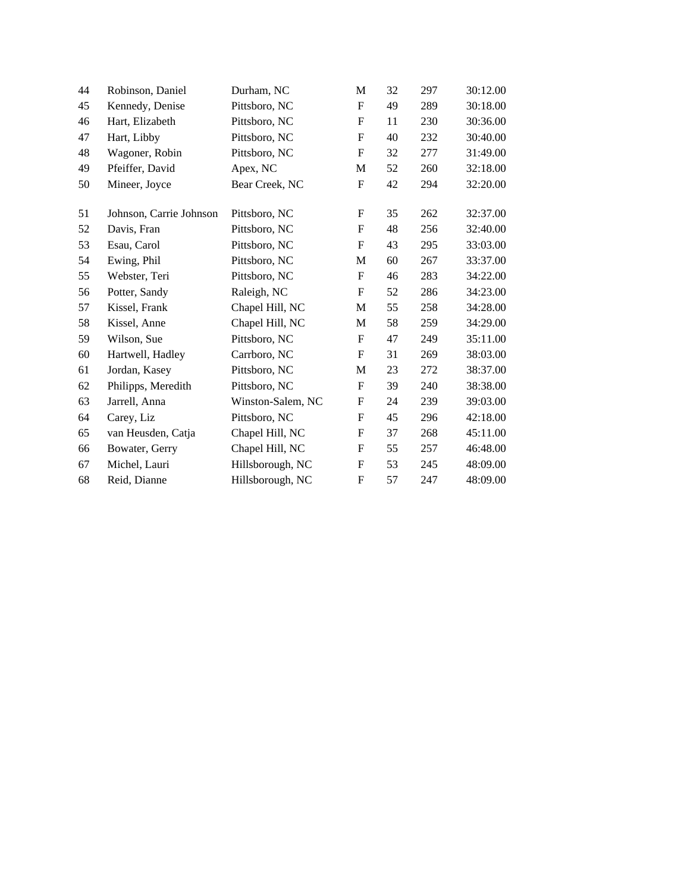| | | | | | | |
|---|---|---|---|---|---|---|
| 44 | Robinson, Daniel | Durham, NC | M | 32 | 297 | 30:12.00 |
| 45 | Kennedy, Denise | Pittsboro, NC | F | 49 | 289 | 30:18.00 |
| 46 | Hart, Elizabeth | Pittsboro, NC | F | 11 | 230 | 30:36.00 |
| 47 | Hart, Libby | Pittsboro, NC | F | 40 | 232 | 30:40.00 |
| 48 | Wagoner, Robin | Pittsboro, NC | F | 32 | 277 | 31:49.00 |
| 49 | Pfeiffer, David | Apex, NC | M | 52 | 260 | 32:18.00 |
| 50 | Mineer, Joyce | Bear Creek, NC | F | 42 | 294 | 32:20.00 |
| 51 | Johnson, Carrie Johnson | Pittsboro, NC | F | 35 | 262 | 32:37.00 |
| 52 | Davis, Fran | Pittsboro, NC | F | 48 | 256 | 32:40.00 |
| 53 | Esau, Carol | Pittsboro, NC | F | 43 | 295 | 33:03.00 |
| 54 | Ewing, Phil | Pittsboro, NC | M | 60 | 267 | 33:37.00 |
| 55 | Webster, Teri | Pittsboro, NC | F | 46 | 283 | 34:22.00 |
| 56 | Potter, Sandy | Raleigh, NC | F | 52 | 286 | 34:23.00 |
| 57 | Kissel, Frank | Chapel Hill, NC | M | 55 | 258 | 34:28.00 |
| 58 | Kissel, Anne | Chapel Hill, NC | M | 58 | 259 | 34:29.00 |
| 59 | Wilson, Sue | Pittsboro, NC | F | 47 | 249 | 35:11.00 |
| 60 | Hartwell, Hadley | Carrboro, NC | F | 31 | 269 | 38:03.00 |
| 61 | Jordan, Kasey | Pittsboro, NC | M | 23 | 272 | 38:37.00 |
| 62 | Philipps, Meredith | Pittsboro, NC | F | 39 | 240 | 38:38.00 |
| 63 | Jarrell, Anna | Winston-Salem, NC | F | 24 | 239 | 39:03.00 |
| 64 | Carey, Liz | Pittsboro, NC | F | 45 | 296 | 42:18.00 |
| 65 | van Heusden, Catja | Chapel Hill, NC | F | 37 | 268 | 45:11.00 |
| 66 | Bowater, Gerry | Chapel Hill, NC | F | 55 | 257 | 46:48.00 |
| 67 | Michel, Lauri | Hillsborough, NC | F | 53 | 245 | 48:09.00 |
| 68 | Reid, Dianne | Hillsborough, NC | F | 57 | 247 | 48:09.00 |